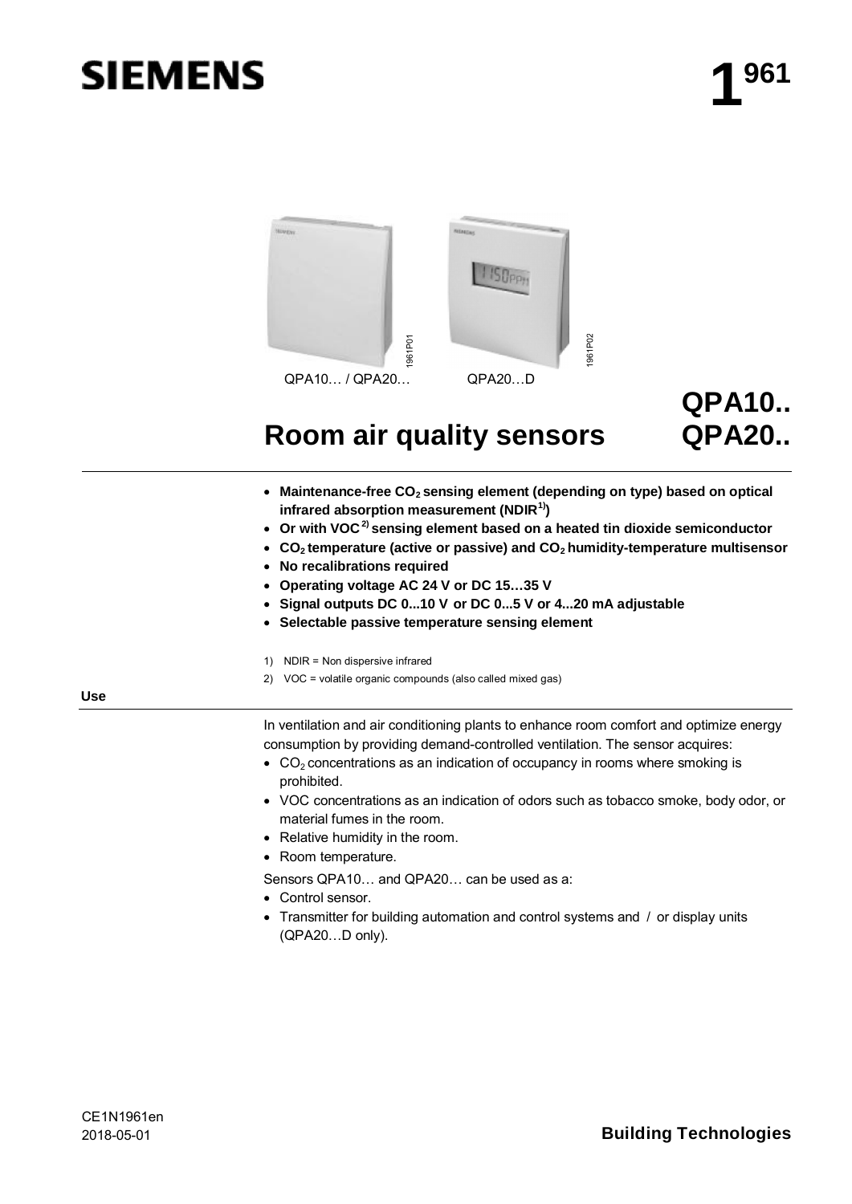# SIEMENS

**1 961**

QPA10… / QPA20…

QPA20…D

# Room air quality sensors

**QPA10..**
**QPA20..**

- **Maintenance-free $CO_2$ sensing element (depending on type) based on optical infrared absorption measurement (NDIR[1])**
- **Or with VOC[2] sensing element based on a heated tin dioxide semiconductor**
- **$CO_2$ temperature (active or passive) and $CO_2$ humidity-temperature multisensor**
- **No recalibrations required**
- **Operating voltage AC 24 V or DC 15…35 V**
- **Signal outputs DC 0...10 V or DC 0...5 V or 4...20 mA adjustable**
- **Selectable passive temperature sensing element**

1) NDIR = Non dispersive infrared

2) VOC = volatile organic compounds (also called mixed gas)

## Use

In ventilation and air conditioning plants to enhance room comfort and optimize energy consumption by providing demand-controlled ventilation. The sensor acquires:

- $CO_2$ concentrations as an indication of occupancy in rooms where smoking is prohibited.
- VOC concentrations as an indication of odors such as tobacco smoke, body odor, or material fumes in the room.
- Relative humidity in the room.
- Room temperature.

Sensors QPA10… and QPA20… can be used as a:

- Control sensor.
- Transmitter for building automation and control systems and / or display units (QPA20…D only).

CE1N1961en
2018-05-01

**Building Technologies**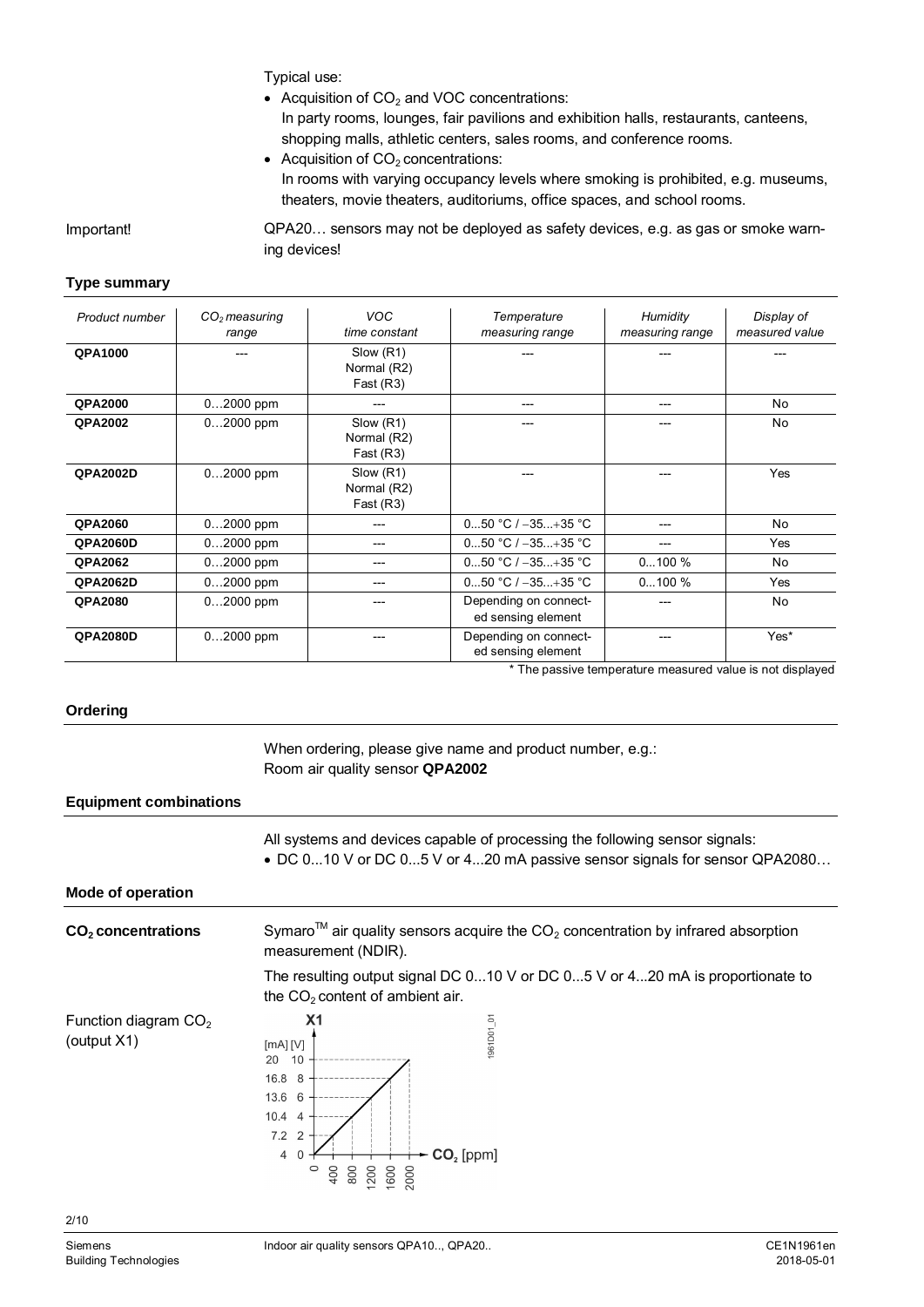Typical use:

- Acquisition of $CO_2$ and VOC concentrations:
  In party rooms, lounges, fair pavilions and exhibition halls, restaurants, canteens, shopping malls, athletic centers, sales rooms, and conference rooms.
- Acquisition of $CO_2$ concentrations:
  In rooms with varying occupancy levels where smoking is prohibited, e.g. museums, theaters, movie theaters, auditoriums, office spaces, and school rooms.

Important! QPA20… sensors may not be deployed as safety devices, e.g. as gas or smoke warning devices!

## Type summary

| *Product number* | *$CO_2$ measuring range* | *VOC time constant* | *Temperature measuring range* | *Humidity measuring range* | *Display of measured value* |
|---|---|---|---|---|---|
| **QPA1000** | --- | Slow (R1) Normal (R2) Fast (R3) | --- | --- | --- |
| **QPA2000** | 0…2000 ppm | --- | --- | --- | No |
| **QPA2002** | 0…2000 ppm | Slow (R1) Normal (R2) Fast (R3) | --- | --- | No |
| **QPA2002D** | 0…2000 ppm | Slow (R1) Normal (R2) Fast (R3) | --- | --- | Yes |
| **QPA2060** | 0…2000 ppm | --- | 0...50 °C / −35...+35 °C | --- | No |
| **QPA2060D** | 0…2000 ppm | --- | 0...50 °C / −35...+35 °C | --- | Yes |
| **QPA2062** | 0…2000 ppm | --- | 0...50 °C / −35...+35 °C | 0...100 % | No |
| **QPA2062D** | 0…2000 ppm | --- | 0...50 °C / −35...+35 °C | 0...100 % | Yes |
| **QPA2080** | 0…2000 ppm | --- | Depending on connected sensing element | --- | No |
| **QPA2080D** | 0…2000 ppm | --- | Depending on connected sensing element | --- | Yes* |

\* The passive temperature measured value is not displayed

## Ordering

When ordering, please give name and product number, e.g.:
Room air quality sensor **QPA2002**

## Equipment combinations

All systems and devices capable of processing the following sensor signals:

- DC 0...10 V or DC 0...5 V or 4...20 mA passive sensor signals for sensor QPA2080…

## Mode of operation

### $CO_2$ concentrations

Symaro™ air quality sensors acquire the $CO_2$ concentration by infrared absorption measurement (NDIR).

The resulting output signal DC 0...10 V or DC 0...5 V or 4...20 mA is proportionate to the $CO_2$ content of ambient air.

Function diagram $CO_2$ (output X1)

| $CO_2$ [ppm] | X1 [V] | X1 [mA] |
|---|---|---|
| 0 | 0 | 4 |
| 400 | 2 | 7.2 |
| 800 | 4 | 10.4 |
| 1200 | 6 | 13.6 |
| 1600 | 8 | 16.8 |
| 2000 | 10 | 20 |

1961D01_01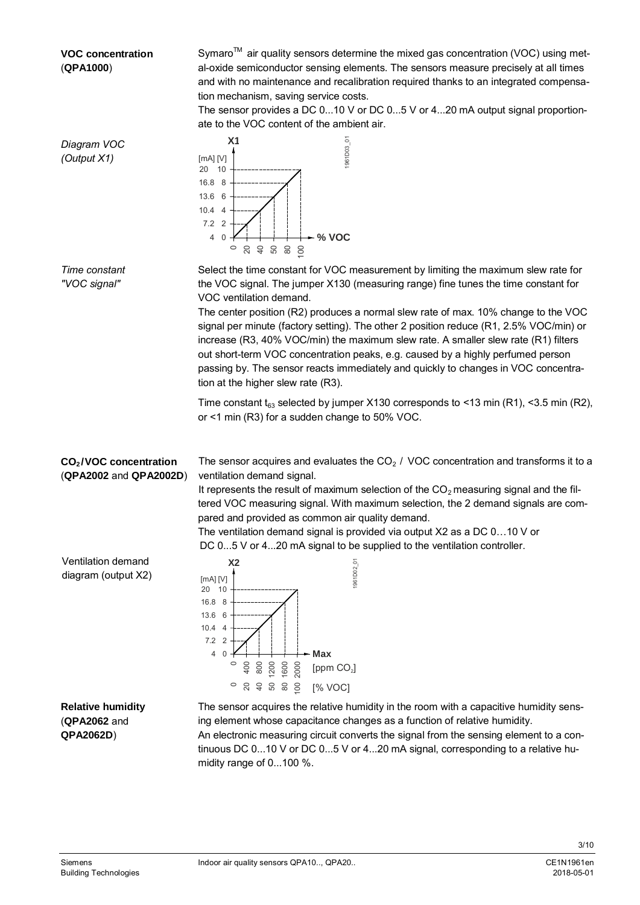**VOC concentration (QPA1000)**

Symaro™ air quality sensors determine the mixed gas concentration (VOC) using metal-oxide semiconductor sensing elements. The sensors measure precisely at all times and with no maintenance and recalibration required thanks to an integrated compensation mechanism, saving service costs.

The sensor provides a DC 0...10 V or DC 0...5 V or 4...20 mA output signal proportionate to the VOC content of the ambient air.

*Diagram VOC (Output X1)*

*Time constant "VOC signal"*

Select the time constant for VOC measurement by limiting the maximum slew rate for the VOC signal. The jumper X130 (measuring range) fine tunes the time constant for VOC ventilation demand.

The center position (R2) produces a normal slew rate of max. 10% change to the VOC signal per minute (factory setting). The other 2 position reduce (R1, 2.5% VOC/min) or increase (R3, 40% VOC/min) the maximum slew rate. A smaller slew rate (R1) filters out short-term VOC concentration peaks, e.g. caused by a highly perfumed person passing by. The sensor reacts immediately and quickly to changes in VOC concentration at the higher slew rate (R3).

Time constant $t_{63}$ selected by jumper X130 corresponds to <13 min (R1), <3.5 min (R2), or <1 min (R3) for a sudden change to 50% VOC.

**$CO_2$/VOC concentration (QPA2002 and QPA2002D)**

The sensor acquires and evaluates the $CO_2$ / VOC concentration and transforms it to a ventilation demand signal.

It represents the result of maximum selection of the $CO_2$ measuring signal and the filtered VOC measuring signal. With maximum selection, the 2 demand signals are compared and provided as common air quality demand.

The ventilation demand signal is provided via output X2 as a DC 0…10 V or DC 0...5 V or 4...20 mA signal to be supplied to the ventilation controller.

Ventilation demand diagram (output X2)

**Relative humidity (QPA2062 and QPA2062D)**

The sensor acquires the relative humidity in the room with a capacitive humidity sensing element whose capacitance changes as a function of relative humidity.

An electronic measuring circuit converts the signal from the sensing element to a continuous DC 0...10 V or DC 0...5 V or 4...20 mA signal, corresponding to a relative humidity range of 0...100 %.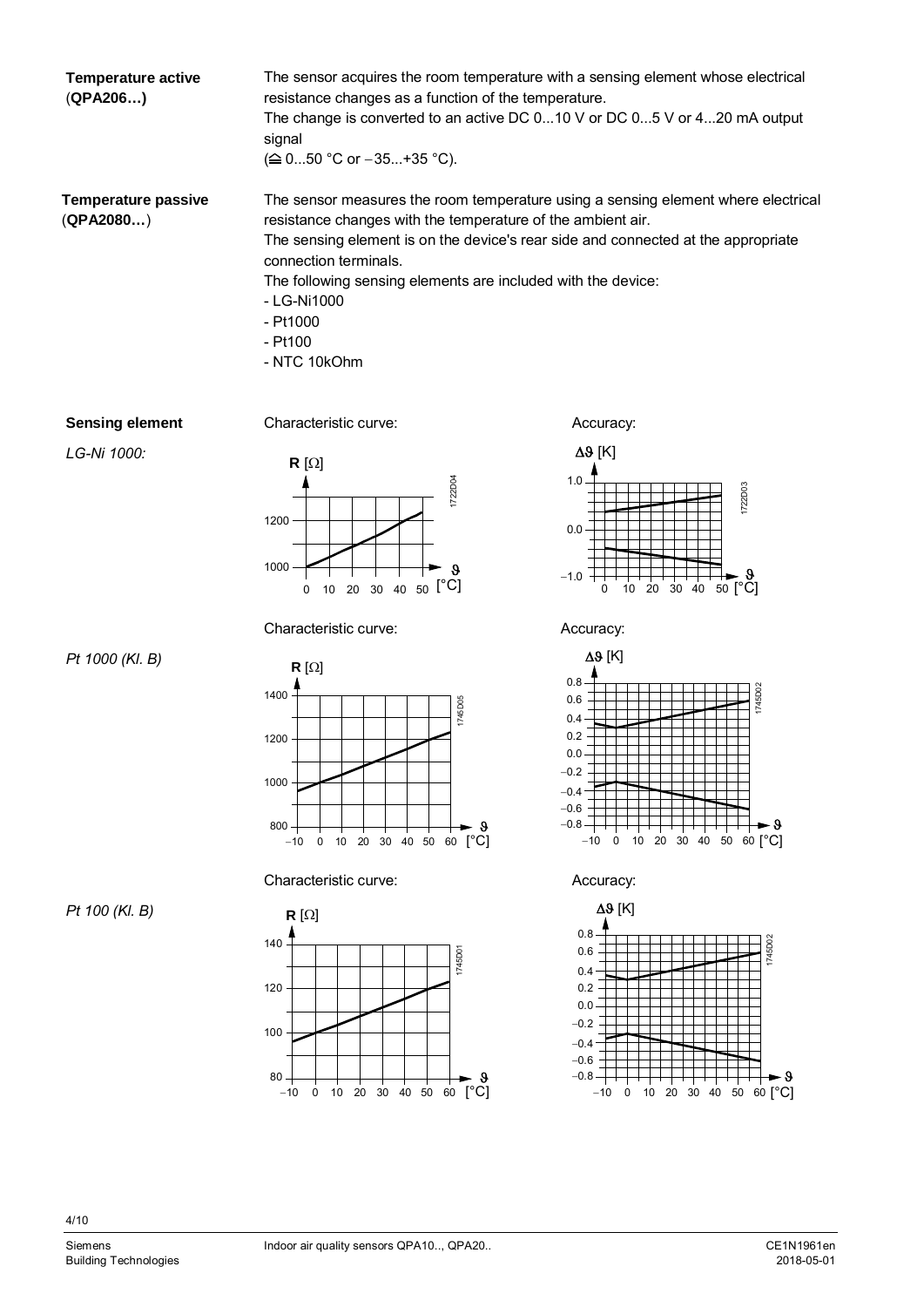**Temperature active (QPA206…)**

The sensor acquires the room temperature with a sensing element whose electrical resistance changes as a function of the temperature.
The change is converted to an active DC 0...10 V or DC 0...5 V or 4...20 mA output signal
(≙ 0...50 °C or −35...+35 °C).

**Temperature passive (QPA2080…)**

The sensor measures the room temperature using a sensing element where electrical resistance changes with the temperature of the ambient air.
The sensing element is on the device's rear side and connected at the appropriate connection terminals.
The following sensing elements are included with the device:
- LG-Ni1000
- Pt1000
- Pt100
- NTC 10kOhm

**Sensing element**

*LG-Ni 1000:*

Characteristic curve:

Accuracy:

*Pt 1000 (Kl. B)*

Characteristic curve:

Accuracy:

*Pt 100 (Kl. B)*

Characteristic curve:

Accuracy: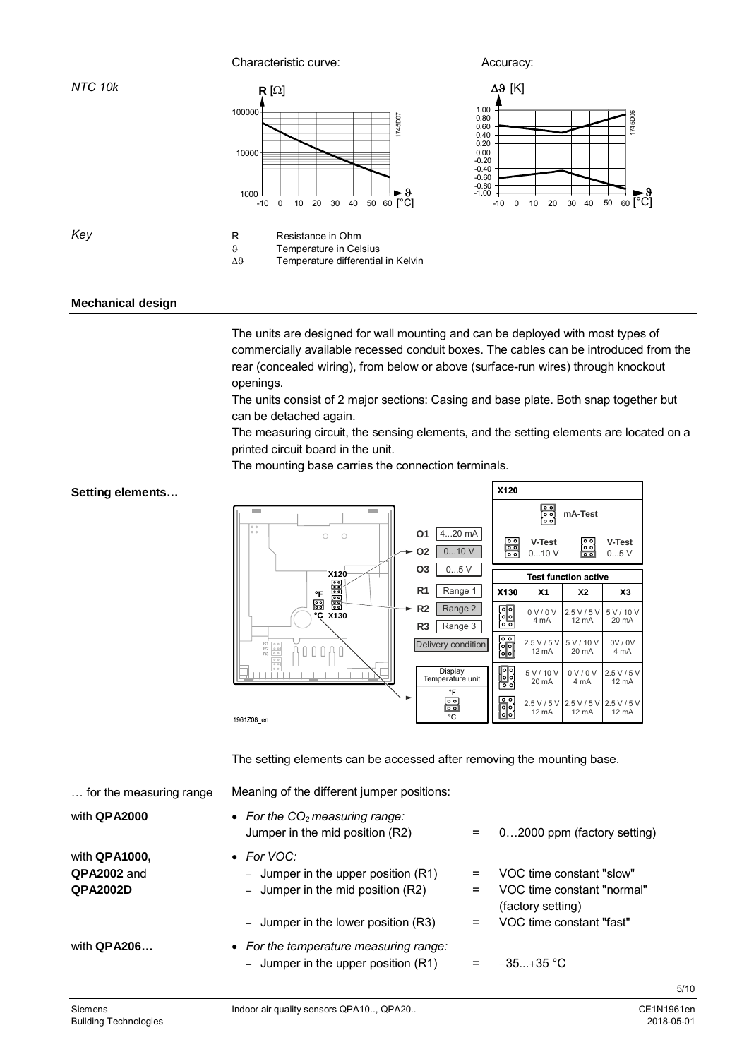*NTC 10k*

Characteristic curve:

Accuracy:

*Key*

| | |
|---|---|
| R | Resistance in Ohm |
| ϑ | Temperature in Celsius |
| Δϑ | Temperature differential in Kelvin |

## Mechanical design

The units are designed for wall mounting and can be deployed with most types of commercially available recessed conduit boxes. The cables can be introduced from the rear (concealed wiring), from below or above (surface-run wires) through knockout openings.

The units consist of 2 major sections: Casing and base plate. Both snap together but can be detached again.

The measuring circuit, the sensing elements, and the setting elements are located on a printed circuit board in the unit.

The mounting base carries the connection terminals.

**Setting elements…**

| X120 | | |
|---|---|---|
| mA-Test | | |
| V-Test 0...10 V | | V-Test 0...5 V |

| Output | |
|---|---|
| O1 | 4...20 mA |
| O2 | 0...10 V |
| O3 | 0...5 V |
| R1 | Range 1 |
| R2 | Range 2 |
| R3 | Range 3 |

Delivery condition

Display Temperature unit: °F / °C

| Test function active | | | |
|---|---|---|---|
| X130 | X1 | X2 | X3 |
| Position 1 | 0 V / 0 V 4 mA | 2.5 V / 5 V 12 mA | 5 V / 10 V 20 mA |
| Position 2 | 2.5 V / 5 V 12 mA | 5 V / 10 V 20 mA | 0V / 0V 4 mA |
| Position 3 | 5 V / 10 V 20 mA | 0 V / 0 V 4 mA | 2.5 V / 5 V 12 mA |
| Position 4 | 2.5 V / 5 V 12 mA | 2.5 V / 5 V 12 mA | 2.5 V / 5 V 12 mA |

1961Z08_en

The setting elements can be accessed after removing the mounting base.

… for the measuring range — Meaning of the different jumper positions:

with **QPA2000**
- *For the $CO_2$ measuring range:*
  Jumper in the mid position (R2) = 0…2000 ppm (factory setting)

with **QPA1000, QPA2002** and **QPA2002D**
- *For VOC:*
  - Jumper in the upper position (R1) = VOC time constant "slow"
  - Jumper in the mid position (R2) = VOC time constant "normal" (factory setting)
  - Jumper in the lower position (R3) = VOC time constant "fast"

with **QPA206…**
- *For the temperature measuring range:*
  - Jumper in the upper position (R1) = −35...+35 °C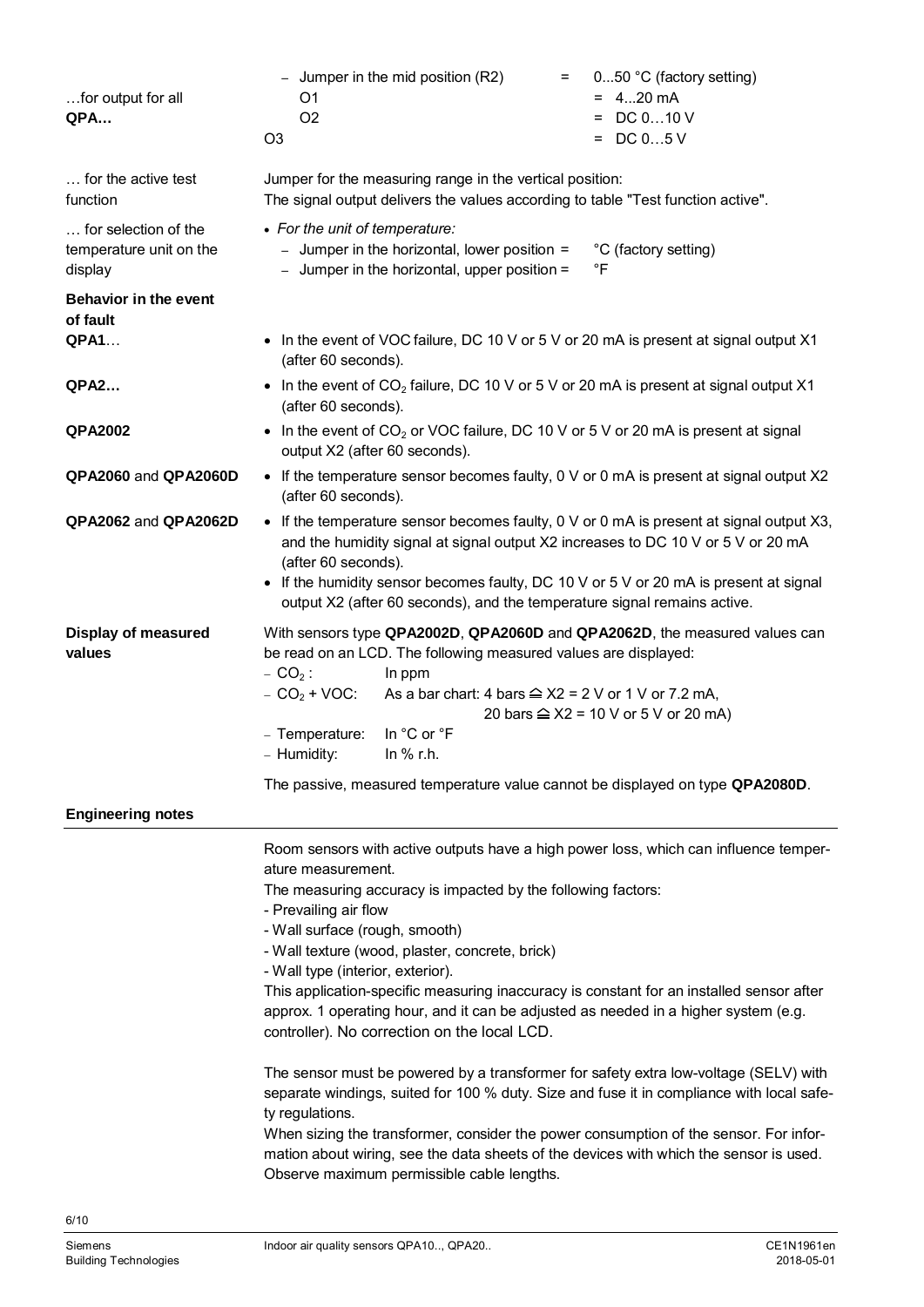| | | | |
|---|---|---|---|
| …for output for all **QPA…** | – Jumper in the mid position (R2) | = | 0...50 °C (factory setting) |
| | O1 | = | 4...20 mA |
| | O2 | = | DC 0…10 V |
| | O3 | = | DC 0…5 V |

**… for the active test function**

Jumper for the measuring range in the vertical position:
The signal output delivers the values according to table "Test function active".

**… for selection of the temperature unit on the display**

- *For the unit of temperature:*
  - Jumper in the horizontal, lower position = °C (factory setting)
  - Jumper in the horizontal, upper position = °F

**Behavior in the event of fault**

**QPA1…**
- In the event of VOC failure, DC 10 V or 5 V or 20 mA is present at signal output X1 (after 60 seconds).

**QPA2…**
- In the event of $CO_2$ failure, DC 10 V or 5 V or 20 mA is present at signal output X1 (after 60 seconds).

**QPA2002**
- In the event of $CO_2$ or VOC failure, DC 10 V or 5 V or 20 mA is present at signal output X2 (after 60 seconds).

**QPA2060** and **QPA2060D**
- If the temperature sensor becomes faulty, 0 V or 0 mA is present at signal output X2 (after 60 seconds).

**QPA2062** and **QPA2062D**
- If the temperature sensor becomes faulty, 0 V or 0 mA is present at signal output X3, and the humidity signal at signal output X2 increases to DC 10 V or 5 V or 20 mA (after 60 seconds).
- If the humidity sensor becomes faulty, DC 10 V or 5 V or 20 mA is present at signal output X2 (after 60 seconds), and the temperature signal remains active.

**Display of measured values**

With sensors type **QPA2002D**, **QPA2060D** and **QPA2062D**, the measured values can be read on an LCD. The following measured values are displayed:

- $CO_2$ : In ppm
- $CO_2$ + VOC: As a bar chart: 4 bars ≙ X2 = 2 V or 1 V or 7.2 mA, 20 bars ≙ X2 = 10 V or 5 V or 20 mA)
- Temperature: In °C or °F
- Humidity: In % r.h.

The passive, measured temperature value cannot be displayed on type **QPA2080D**.

## Engineering notes

Room sensors with active outputs have a high power loss, which can influence temperature measurement.
The measuring accuracy is impacted by the following factors:
- Prevailing air flow
- Wall surface (rough, smooth)
- Wall texture (wood, plaster, concrete, brick)
- Wall type (interior, exterior).

This application-specific measuring inaccuracy is constant for an installed sensor after approx. 1 operating hour, and it can be adjusted as needed in a higher system (e.g. controller). No correction on the local LCD.

The sensor must be powered by a transformer for safety extra low-voltage (SELV) with separate windings, suited for 100 % duty. Size and fuse it in compliance with local safety regulations.
When sizing the transformer, consider the power consumption of the sensor. For information about wiring, see the data sheets of the devices with which the sensor is used. Observe maximum permissible cable lengths.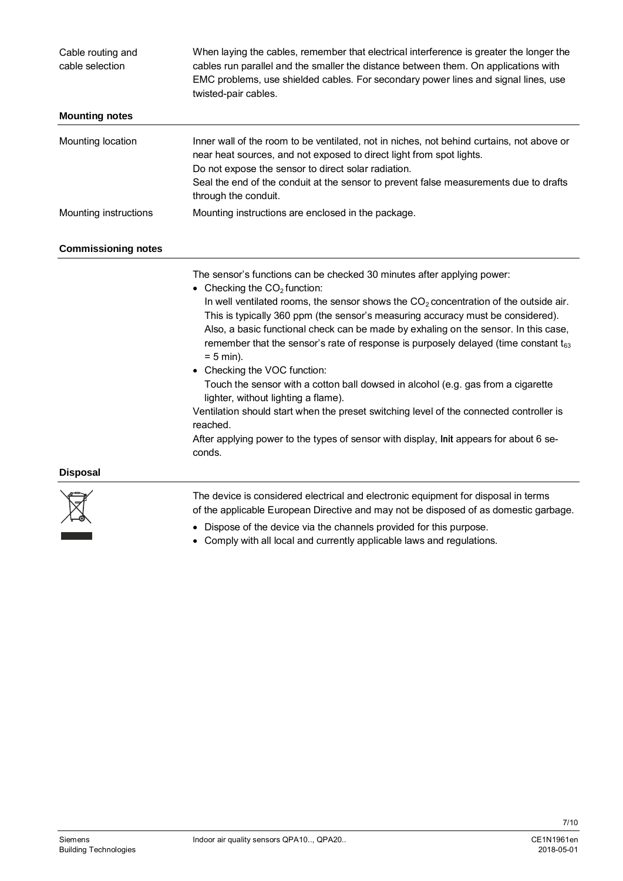**Cable routing and cable selection**

When laying the cables, remember that electrical interference is greater the longer the cables run parallel and the smaller the distance between them. On applications with EMC problems, use shielded cables. For secondary power lines and signal lines, use twisted-pair cables.

## Mounting notes

**Mounting location**

Inner wall of the room to be ventilated, not in niches, not behind curtains, not above or near heat sources, and not exposed to direct light from spot lights.
Do not expose the sensor to direct solar radiation.
Seal the end of the conduit at the sensor to prevent false measurements due to drafts through the conduit.

**Mounting instructions**

Mounting instructions are enclosed in the package.

## Commissioning notes

The sensor's functions can be checked 30 minutes after applying power:

- Checking the $CO_2$ function:
  In well ventilated rooms, the sensor shows the $CO_2$ concentration of the outside air. This is typically 360 ppm (the sensor's measuring accuracy must be considered).
  Also, a basic functional check can be made by exhaling on the sensor. In this case, remember that the sensor's rate of response is purposely delayed (time constant $t_{63}$ = 5 min).
- Checking the VOC function:
  Touch the sensor with a cotton ball dowsed in alcohol (e.g. gas from a cigarette lighter, without lighting a flame).

Ventilation should start when the preset switching level of the connected controller is reached.
After applying power to the types of sensor with display, **Init** appears for about 6 seconds.

## Disposal

The device is considered electrical and electronic equipment for disposal in terms of the applicable European Directive and may not be disposed of as domestic garbage.

- Dispose of the device via the channels provided for this purpose.
- Comply with all local and currently applicable laws and regulations.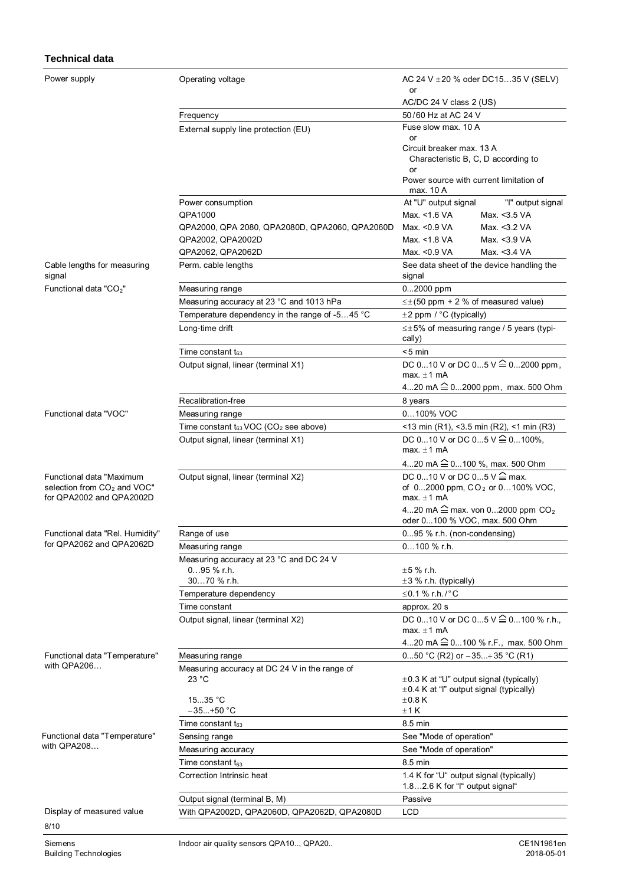## Technical data

| | | |
|---|---|---|
| Power supply | Operating voltage | AC 24 V ±20 % oder DC15…35 V (SELV)<br>or<br>AC/DC 24 V class 2 (US) |
| | Frequency | 50/60 Hz at AC 24 V |
| | External supply line protection (EU) | Fuse slow max. 10 A<br>or<br>Circuit breaker max. 13 A<br>Characteristic B, C, D according to<br>or<br>Power source with current limitation of max. 10 A |
| | Power consumption | At "U" output signal / "I" output signal |
| | QPA1000 | Max. <1.6 VA / Max. <3.5 VA |
| | QPA2000, QPA 2080, QPA2080D, QPA2060, QPA2060D | Max. <0.9 VA / Max. <3.2 VA |
| | QPA2002, QPA2002D | Max. <1.8 VA / Max. <3.9 VA |
| | QPA2062, QPA2062D | Max. <0.9 VA / Max. <3.4 VA |
| Cable lengths for measuring signal | Perm. cable lengths | See data sheet of the device handling the signal |
| Functional data "$CO_2$" | Measuring range | 0...2000 ppm |
| | Measuring accuracy at 23 °C and 1013 hPa | ≤±(50 ppm + 2 % of measured value) |
| | Temperature dependency in the range of -5…45 °C | ±2 ppm / °C (typically) |
| | Long-time drift | ≤±5% of measuring range / 5 years (typically) |
| | Time constant $t_{63}$ | <5 min |
| | Output signal, linear (terminal X1) | DC 0...10 V or DC 0...5 V ≘ 0...2000 ppm, max. ±1 mA<br>4...20 mA ≘ 0...2000 ppm, max. 500 Ohm |
| | Recalibration-free | 8 years |
| Functional data "VOC" | Measuring range | 0…100% VOC |
| | Time constant $t_{63}$ VOC ($CO_2$ see above) | <13 min (R1), <3.5 min (R2), <1 min (R3) |
| | Output signal, linear (terminal X1) | DC 0...10 V or DC 0...5 V ≘ 0...100%, max. ±1 mA<br>4...20 mA ≘ 0...100 %, max. 500 Ohm |
| Functional data "Maximum selection from $CO_2$ and VOC" for QPA2002 and QPA2002D | Output signal, linear (terminal X2) | DC 0...10 V or DC 0...5 V ≘ max. of 0...2000 ppm, $CO_2$ or 0…100% VOC, max. ±1 mA<br>4...20 mA ≘ max. von 0...2000 ppm $CO_2$ oder 0...100 % VOC, max. 500 Ohm |
| Functional data "Rel. Humidity" for QPA2062 and QPA2062D | Range of use | 0...95 % r.h. (non-condensing) |
| | Measuring range | 0…100 % r.h. |
| | Measuring accuracy at 23 °C and DC 24 V<br>0…95 % r.h.<br>30…70 % r.h. | <br>±5 % r.h.<br>±3 % r.h. (typically) |
| | Temperature dependency | ≤0.1 % r.h./°C |
| | Time constant | approx. 20 s |
| | Output signal, linear (terminal X2) | DC 0...10 V or DC 0...5 V ≘ 0...100 % r.h., max. ±1 mA<br>4...20 mA ≘ 0...100 % r.F., max. 500 Ohm |
| Functional data "Temperature" with QPA206… | Measuring range | 0...50 °C (R2) or −35...+35 °C (R1) |
| | Measuring accuracy at DC 24 V in the range of<br>23 °C<br><br>15...35 °C<br>−35...+50 °C | <br>±0.3 K at "U" output signal (typically)<br>±0.4 K at "I" output signal (typically)<br>±0.8 K<br>±1 K |
| | Time constant $t_{63}$ | 8.5 min |
| Functional data "Temperature" with QPA208… | Sensing range | See "Mode of operation" |
| | Measuring accuracy | See "Mode of operation" |
| | Time constant $t_{63}$ | 8.5 min |
| | Correction Intrinsic heat | 1.4 K for "U" output signal (typically)<br>1.8…2.6 K for "I" output signal" |
| | Output signal (terminal B, M) | Passive |
| Display of measured value | With QPA2002D, QPA2060D, QPA2062D, QPA2080D | LCD |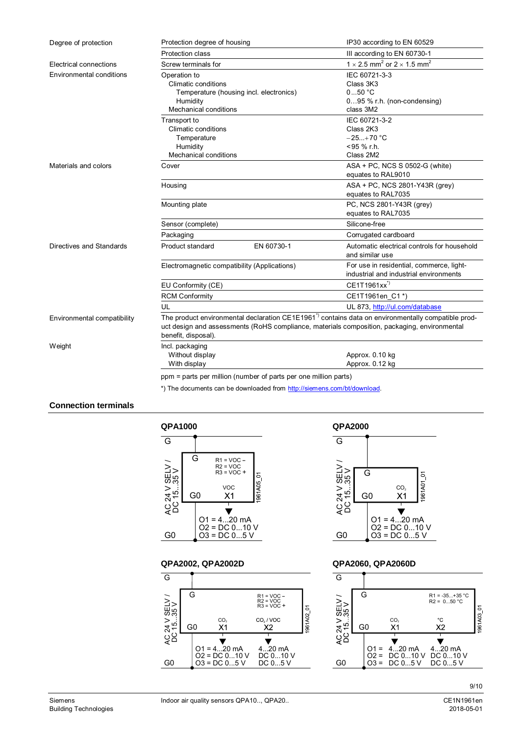| | | |
|---|---|---|
| Degree of protection | Protection degree of housing | IP30 according to EN 60529 |
| | Protection class | III according to EN 60730-1 |
| Electrical connections | Screw terminals for | 1 × 2.5 mm² or 2 × 1.5 mm² |
| Environmental conditions | Operation to<br>Climatic conditions<br>Temperature (housing incl. electronics)<br>Humidity<br>Mechanical conditions | IEC 60721-3-3<br>Class 3K3<br>0…50 °C<br>0…95 % r.h. (non-condensing)<br>class 3M2 |
| | Transport to<br>Climatic conditions<br>Temperature<br>Humidity<br>Mechanical conditions | IEC 60721-3-2<br>Class 2K3<br>−25...+70 °C<br><95 % r.h.<br>Class 2M2 |
| Materials and colors | Cover | ASA + PC, NCS S 0502-G (white)<br>equates to RAL9010 |
| | Housing | ASA + PC, NCS 2801-Y43R (grey)<br>equates to RAL7035 |
| | Mounting plate | PC, NCS 2801-Y43R (grey)<br>equates to RAL7035 |
| | Sensor (complete) | Silicone-free |
| | Packaging | Corrugated cardboard |
| Directives and Standards | Product standard EN 60730-1 | Automatic electrical controls for household and similar use |
| | Electromagnetic compatibility (Applications) | For use in residential, commerce, light-industrial and industrial environments |
| | EU Conformity (CE) | CE1T1961xx *) |
| | RCM Conformity | CE1T1961en_C1 *) |
| | UL | UL 873, http://ul.com/database |
| Environmental compatibility | The product environmental declaration CE1E1961 *) contains data on environmentally compatible product design and assessments (RoHS compliance, materials composition, packaging, environmental benefit, disposal). | |
| Weight | Incl. packaging<br>Without display<br>With display | <br>Approx. 0.10 kg<br>Approx. 0.12 kg |

ppm = parts per million (number of parts per one million parts)

*) The documents can be downloaded from http://siemens.com/bt/download.

## Connection terminals

### QPA1000

G — AC 24 V SELV / DC 15...35 V — G0

G, G0, X1 (VOC); R1 = VOC –, R2 = VOC, R3 = VOC +

O1 = 4...20 mA
O2 = DC 0...10 V
O3 = DC 0...5 V

1961A05_01

### QPA2000

G — AC 24 V SELV / DC 15...35 V — G0

G, G0, X1 ($CO_2$)

O1 = 4...20 mA
O2 = DC 0...10 V
O3 = DC 0...5 V

1961A01_01

### QPA2002, QPA2002D

G — AC 24 V SELV / DC 15...35 V — G0

G, G0, X1 ($CO_2$), X2 ($CO_2$ / VOC); R1 = VOC –, R2 = VOC, R3 = VOC +

X1: O1 = 4...20 mA, O2 = DC 0...10 V, O3 = DC 0...5 V
X2: 4...20 mA, DC 0...10 V, DC 0...5 V

1961A02_01

### QPA2060, QPA2060D

G — AC 24 V SELV / DC 15...35 V — G0

G, G0, X1 ($CO_2$), X2 (°C); R1 = -35...+35 °C, R2 = 0...50 °C

X1: O1 = 4...20 mA, O2 = DC 0...10 V, O3 = DC 0...5 V
X2: 4...20 mA, DC 0...10 V, DC 0...5 V

1961A03_01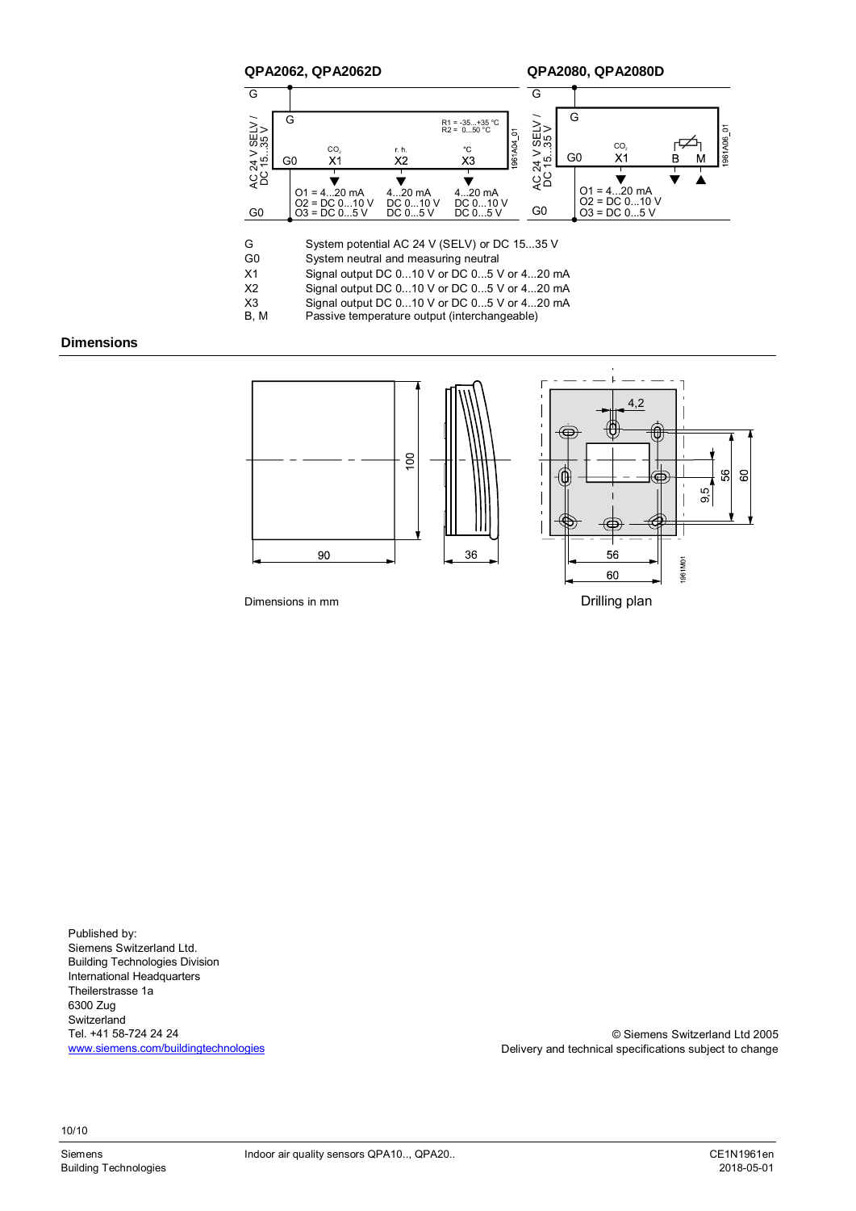**QPA2062, QPA2062D**

**QPA2080, QPA2080D**

| | |
|---|---|
| G | System potential AC 24 V (SELV) or DC 15...35 V |
| G0 | System neutral and measuring neutral |
| X1 | Signal output DC 0...10 V or DC 0...5 V or 4...20 mA |
| X2 | Signal output DC 0...10 V or DC 0...5 V or 4...20 mA |
| X3 | Signal output DC 0...10 V or DC 0...5 V or 4...20 mA |
| B, M | Passive temperature output (interchangeable) |

## Dimensions

Dimensions in mm

Drilling plan

Published by:
Siemens Switzerland Ltd.
Building Technologies Division
International Headquarters
Theilerstrasse 1a
6300 Zug
Switzerland
Tel. +41 58-724 24 24
www.siemens.com/buildingtechnologies

© Siemens Switzerland Ltd 2005
Delivery and technical specifications subject to change